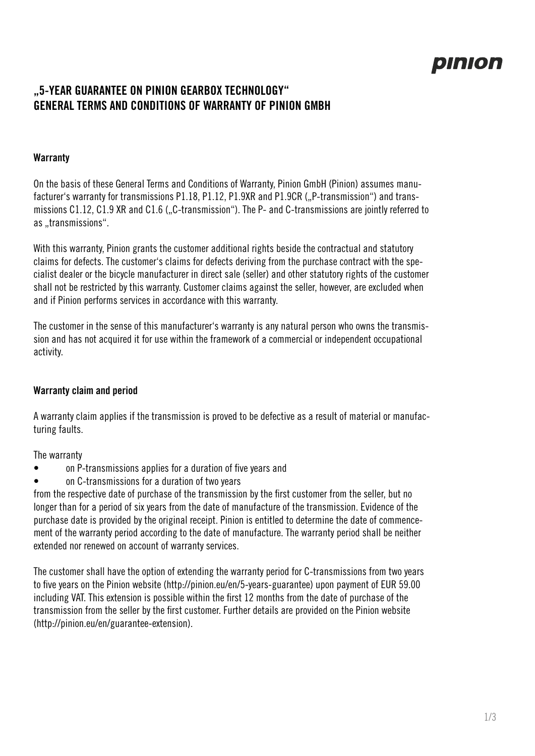# „5-YEAR GUARANTEE ON PINION GEARBOX TECHNOLOGY" GENERAL TERMS AND CONDITIONS OF WARRANTY OF PINION GMBH

## Warranty

On the basis of these General Terms and Conditions of Warranty, Pinion GmbH (Pinion) assumes manufacturer's warranty for transmissions P1.18, P1.12, P1.9XR and P1.9CR („P-transmission") and transmissions C1.12, C1.9 XR and C1.6 („C-transmission"). The P- and C-transmissions are jointly referred to as „transmissions".

With this warranty, Pinion grants the customer additional rights beside the contractual and statutory claims for defects. The customer's claims for defects deriving from the purchase contract with the specialist dealer or the bicycle manufacturer in direct sale (seller) and other statutory rights of the customer shall not be restricted by this warranty. Customer claims against the seller, however, are excluded when and if Pinion performs services in accordance with this warranty.

The customer in the sense of this manufacturer's warranty is any natural person who owns the transmission and has not acquired it for use within the framework of a commercial or independent occupational activity.

## Warranty claim and period

A warranty claim applies if the transmission is proved to be defective as a result of material or manufacturing faults.

The warranty

- on P-transmissions applies for a duration of five years and
- on C-transmissions for a duration of two years

from the respective date of purchase of the transmission by the first customer from the seller, but no longer than for a period of six years from the date of manufacture of the transmission. Evidence of the purchase date is provided by the original receipt. Pinion is entitled to determine the date of commencement of the warranty period according to the date of manufacture. The warranty period shall be neither extended nor renewed on account of warranty services.

The customer shall have the option of extending the warranty period for C-transmissions from two years to five years on the Pinion website (http://pinion.eu/en/5-years-guarantee) upon payment of EUR 59.00 including VAT. This extension is possible within the first 12 months from the date of purchase of the transmission from the seller by the first customer. Further details are provided on the Pinion website (http://pinion.eu/en/guarantee-extension).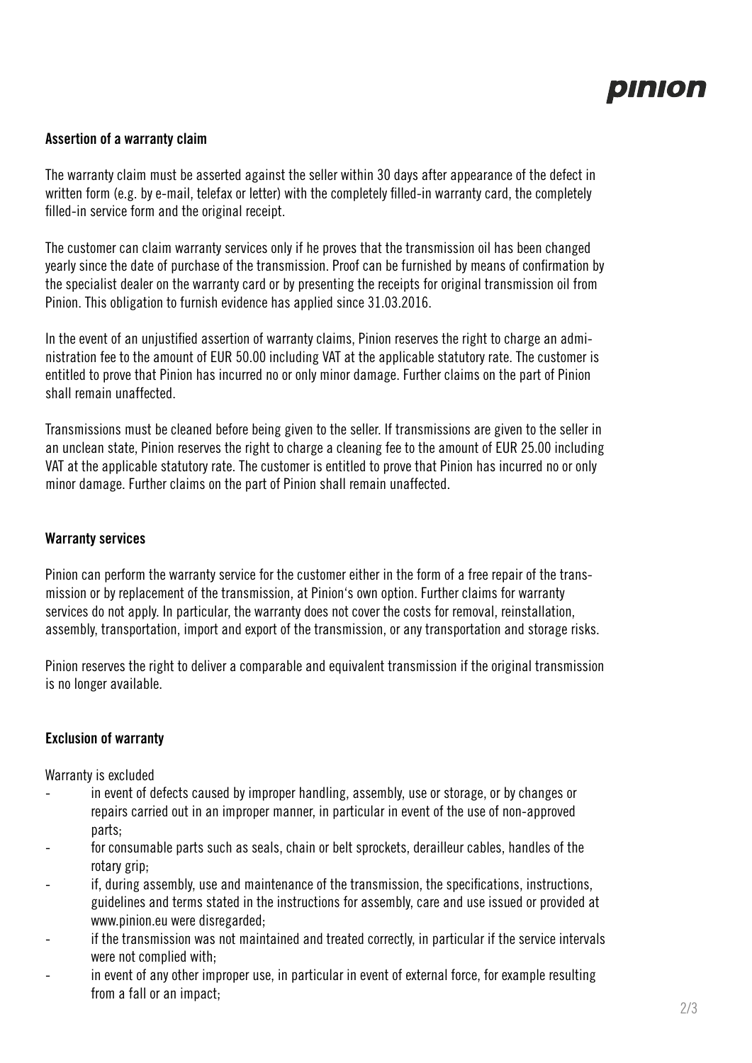## Assertion of a warranty claim

The warranty claim must be asserted against the seller within 30 days after appearance of the defect in written form (e.g. by e-mail, telefax or letter) with the completely filled-in warranty card, the completely filled-in service form and the original receipt.

The customer can claim warranty services only if he proves that the transmission oil has been changed yearly since the date of purchase of the transmission. Proof can be furnished by means of confirmation by the specialist dealer on the warranty card or by presenting the receipts for original transmission oil from Pinion. This obligation to furnish evidence has applied since 31.03.2016.

In the event of an unjustified assertion of warranty claims, Pinion reserves the right to charge an administration fee to the amount of EUR 50.00 including VAT at the applicable statutory rate. The customer is entitled to prove that Pinion has incurred no or only minor damage. Further claims on the part of Pinion shall remain unaffected.

Transmissions must be cleaned before being given to the seller. If transmissions are given to the seller in an unclean state, Pinion reserves the right to charge a cleaning fee to the amount of EUR 25.00 including VAT at the applicable statutory rate. The customer is entitled to prove that Pinion has incurred no or only minor damage. Further claims on the part of Pinion shall remain unaffected.

## Warranty services

Pinion can perform the warranty service for the customer either in the form of a free repair of the transmission or by replacement of the transmission, at Pinion's own option. Further claims for warranty services do not apply. In particular, the warranty does not cover the costs for removal, reinstallation, assembly, transportation, import and export of the transmission, or any transportation and storage risks.

Pinion reserves the right to deliver a comparable and equivalent transmission if the original transmission is no longer available.

## Exclusion of warranty

Warranty is excluded

- in event of defects caused by improper handling, assembly, use or storage, or by changes or repairs carried out in an improper manner, in particular in event of the use of non-approved parts;
- for consumable parts such as seals, chain or belt sprockets, derailleur cables, handles of the rotary grip;
- if, during assembly, use and maintenance of the transmission, the specifications, instructions, guidelines and terms stated in the instructions for assembly, care and use issued or provided at www.pinion.eu were disregarded;
- if the transmission was not maintained and treated correctly, in particular if the service intervals were not complied with;
- in event of any other improper use, in particular in event of external force, for example resulting from a fall or an impact;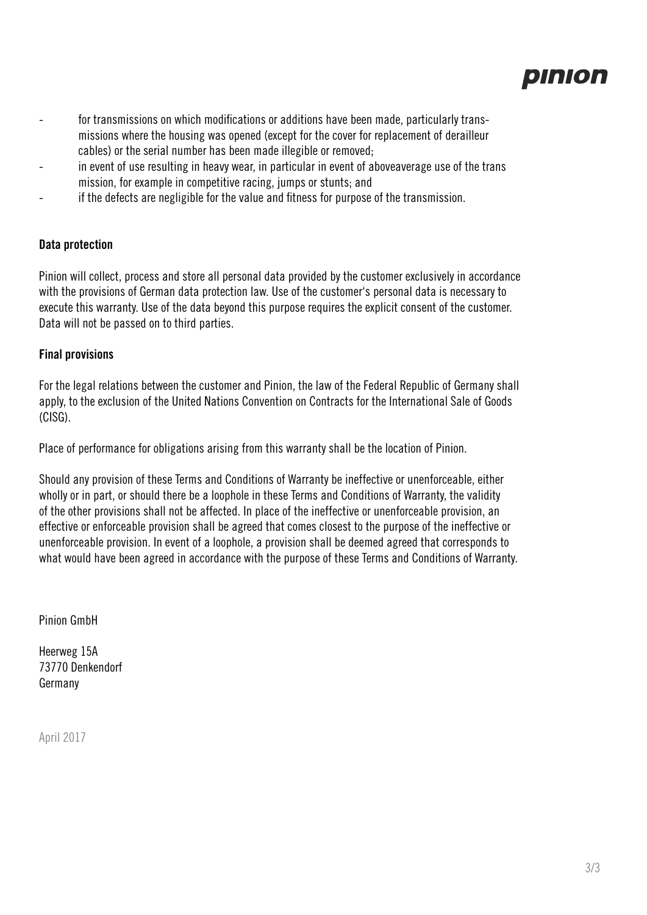- for transmissions on which modifications or additions have been made, particularly transmissions where the housing was opened (except for the cover for replacement of derailleur cables) or the serial number has been made illegible or removed;
- in event of use resulting in heavy wear, in particular in event of aboveaverage use of the trans mission, for example in competitive racing, jumps or stunts; and
- if the defects are negligible for the value and fitness for purpose of the transmission.

**Data protection**

Pinion will collect, process and store all personal data provided by the customer exclusively in accordance with the provisions of German data protection law. Use of the customer's personal data is necessary to execute this warranty. Use of the data beyond this purpose requires the explicit consent of the customer. Data will not be passed on to third parties.

**Final provisions**

For the legal relations between the customer and Pinion, the law of the Federal Republic of Germany shall apply, to the exclusion of the United Nations Convention on Contracts for the International Sale of Goods (CISG).

Place of performance for obligations arising from this warranty shall be the location of Pinion.

Should any provision of these Terms and Conditions of Warranty be ineffective or unenforceable, either wholly or in part, or should there be a loophole in these Terms and Conditions of Warranty, the validity of the other provisions shall not be affected. In place of the ineffective or unenforceable provision, an effective or enforceable provision shall be agreed that comes closest to the purpose of the ineffective or unenforceable provision. In event of a loophole, a provision shall be deemed agreed that corresponds to what would have been agreed in accordance with the purpose of these Terms and Conditions of Warranty.

Pinion GmbH

Heerweg 15A
73770 Denkendorf
Germany

April 2017